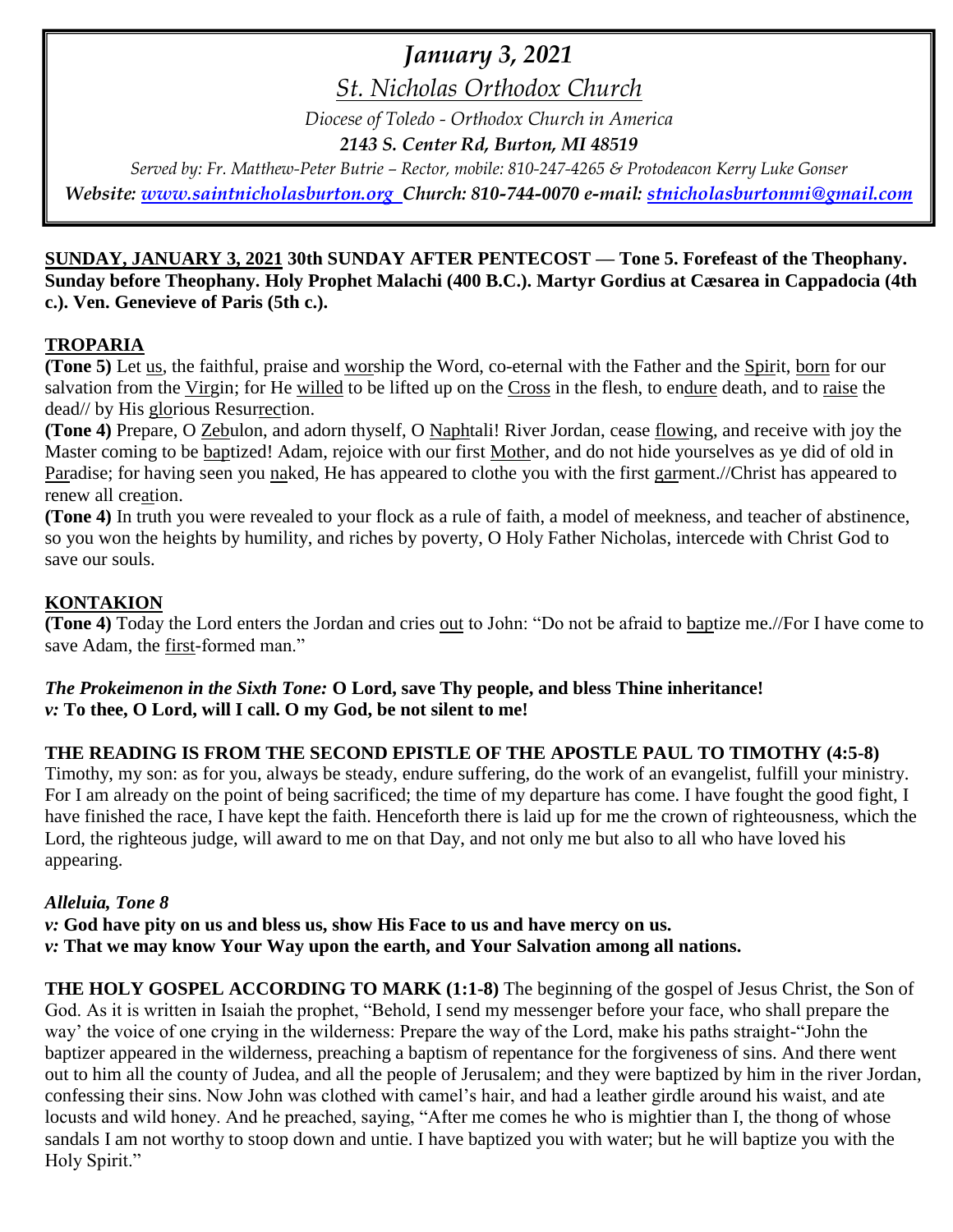# *January 3, 2021*

## *St. Nicholas Orthodox Church*

*Diocese of Toledo - Orthodox Church in America*

***2143 S. Center Rd, Burton, MI 48519***

*Served by: Fr. Matthew-Peter Butrie – Rector, mobile: 810-247-4265 & Protodeacon Kerry Luke Gonser*

***Website: www.saintnicholasburton.org Church: 810-744-0070 e-mail: stnicholasburtonmi@gmail.com***

**SUNDAY, JANUARY 3, 2021 30th SUNDAY AFTER PENTECOST — Tone 5. Forefeast of the Theophany. Sunday before Theophany. Holy Prophet Malachi (400 B.C.). Martyr Gordius at Cæsarea in Cappadocia (4th c.). Ven. Genevieve of Paris (5th c.).**

## TROPARIA

**(Tone 5)** Let us, the faithful, praise and worship the Word, co-eternal with the Father and the Spirit, born for our salvation from the Virgin; for He willed to be lifted up on the Cross in the flesh, to endure death, and to raise the dead// by His glorious Resurrection.

**(Tone 4)** Prepare, O Zebulon, and adorn thyself, O Naphtali! River Jordan, cease flowing, and receive with joy the Master coming to be baptized! Adam, rejoice with our first Mother, and do not hide yourselves as ye did of old in Paradise; for having seen you naked, He has appeared to clothe you with the first garment.//Christ has appeared to renew all creation.

**(Tone 4)** In truth you were revealed to your flock as a rule of faith, a model of meekness, and teacher of abstinence, so you won the heights by humility, and riches by poverty, O Holy Father Nicholas, intercede with Christ God to save our souls.

## KONTAKION

**(Tone 4)** Today the Lord enters the Jordan and cries out to John: "Do not be afraid to baptize me.//For I have come to save Adam, the first-formed man."

***The Prokeimenon in the Sixth Tone:*** **O Lord, save Thy people, and bless Thine inheritance!**
*v:* **To thee, O Lord, will I call. O my God, be not silent to me!**

**THE READING IS FROM THE SECOND EPISTLE OF THE APOSTLE PAUL TO TIMOTHY (4:5-8)**

Timothy, my son: as for you, always be steady, endure suffering, do the work of an evangelist, fulfill your ministry. For I am already on the point of being sacrificed; the time of my departure has come. I have fought the good fight, I have finished the race, I have kept the faith. Henceforth there is laid up for me the crown of righteousness, which the Lord, the righteous judge, will award to me on that Day, and not only me but also to all who have loved his appearing.

***Alleluia, Tone 8***

*v:* **God have pity on us and bless us, show His Face to us and have mercy on us.**
*v:* **That we may know Your Way upon the earth, and Your Salvation among all nations.**

**THE HOLY GOSPEL ACCORDING TO MARK (1:1-8)** The beginning of the gospel of Jesus Christ, the Son of God. As it is written in Isaiah the prophet, "Behold, I send my messenger before your face, who shall prepare the way' the voice of one crying in the wilderness: Prepare the way of the Lord, make his paths straight-"John the baptizer appeared in the wilderness, preaching a baptism of repentance for the forgiveness of sins. And there went out to him all the county of Judea, and all the people of Jerusalem; and they were baptized by him in the river Jordan, confessing their sins. Now John was clothed with camel's hair, and had a leather girdle around his waist, and ate locusts and wild honey. And he preached, saying, "After me comes he who is mightier than I, the thong of whose sandals I am not worthy to stoop down and untie. I have baptized you with water; but he will baptize you with the Holy Spirit."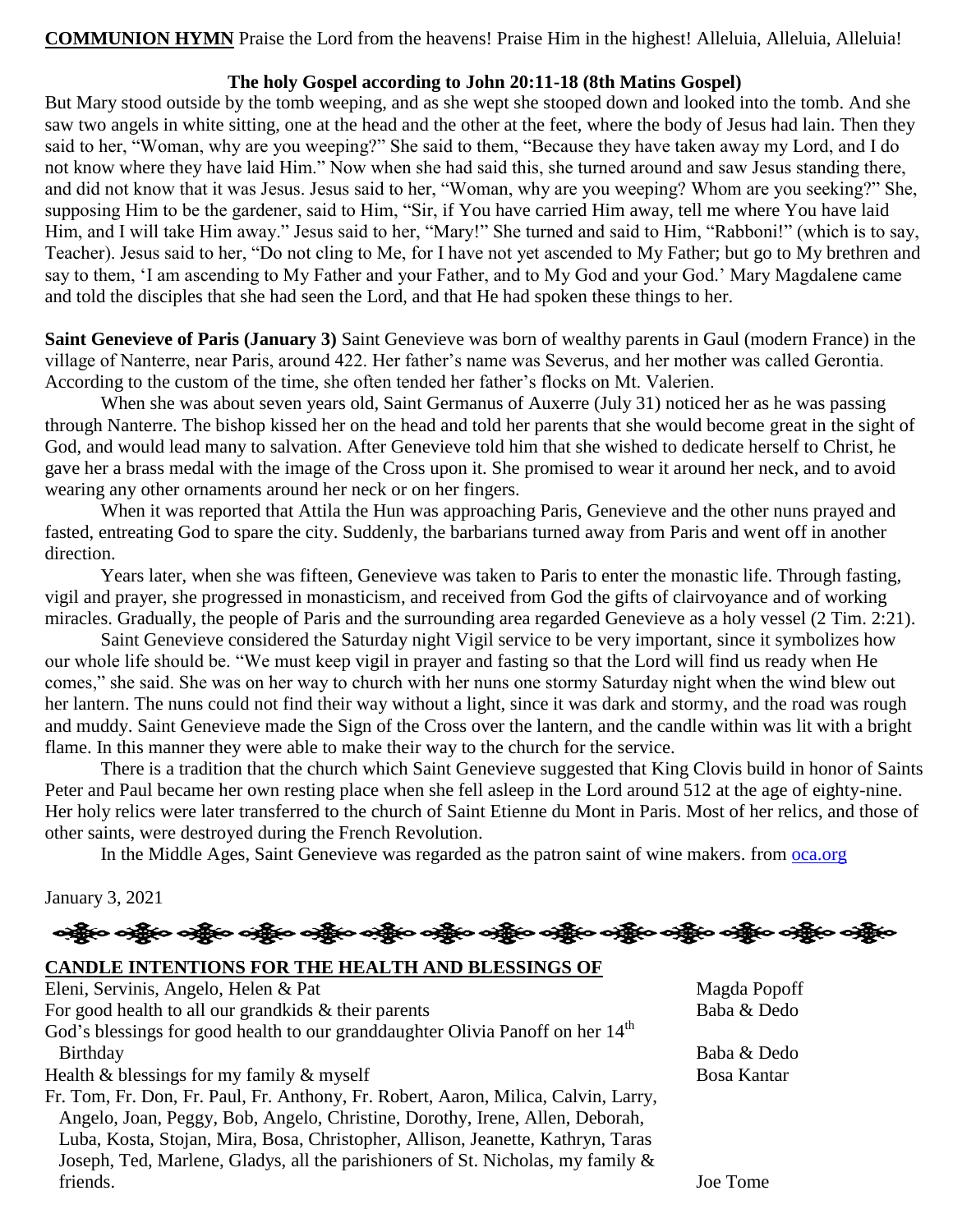**COMMUNION HYMN** Praise the Lord from the heavens! Praise Him in the highest! Alleluia, Alleluia, Alleluia!

**The holy Gospel according to John 20:11-18 (8th Matins Gospel)**

But Mary stood outside by the tomb weeping, and as she wept she stooped down and looked into the tomb. And she saw two angels in white sitting, one at the head and the other at the feet, where the body of Jesus had lain. Then they said to her, "Woman, why are you weeping?" She said to them, "Because they have taken away my Lord, and I do not know where they have laid Him." Now when she had said this, she turned around and saw Jesus standing there, and did not know that it was Jesus. Jesus said to her, "Woman, why are you weeping? Whom are you seeking?" She, supposing Him to be the gardener, said to Him, "Sir, if You have carried Him away, tell me where You have laid Him, and I will take Him away." Jesus said to her, "Mary!" She turned and said to Him, "Rabboni!" (which is to say, Teacher). Jesus said to her, "Do not cling to Me, for I have not yet ascended to My Father; but go to My brethren and say to them, 'I am ascending to My Father and your Father, and to My God and your God.' Mary Magdalene came and told the disciples that she had seen the Lord, and that He had spoken these things to her.

**Saint Genevieve of Paris (January 3)** Saint Genevieve was born of wealthy parents in Gaul (modern France) in the village of Nanterre, near Paris, around 422. Her father's name was Severus, and her mother was called Gerontia. According to the custom of the time, she often tended her father's flocks on Mt. Valerien.

When she was about seven years old, Saint Germanus of Auxerre (July 31) noticed her as he was passing through Nanterre. The bishop kissed her on the head and told her parents that she would become great in the sight of God, and would lead many to salvation. After Genevieve told him that she wished to dedicate herself to Christ, he gave her a brass medal with the image of the Cross upon it. She promised to wear it around her neck, and to avoid wearing any other ornaments around her neck or on her fingers.

When it was reported that Attila the Hun was approaching Paris, Genevieve and the other nuns prayed and fasted, entreating God to spare the city. Suddenly, the barbarians turned away from Paris and went off in another direction.

Years later, when she was fifteen, Genevieve was taken to Paris to enter the monastic life. Through fasting, vigil and prayer, she progressed in monasticism, and received from God the gifts of clairvoyance and of working miracles. Gradually, the people of Paris and the surrounding area regarded Genevieve as a holy vessel (2 Tim. 2:21).

Saint Genevieve considered the Saturday night Vigil service to be very important, since it symbolizes how our whole life should be. "We must keep vigil in prayer and fasting so that the Lord will find us ready when He comes," she said. She was on her way to church with her nuns one stormy Saturday night when the wind blew out her lantern. The nuns could not find their way without a light, since it was dark and stormy, and the road was rough and muddy. Saint Genevieve made the Sign of the Cross over the lantern, and the candle within was lit with a bright flame. In this manner they were able to make their way to the church for the service.

There is a tradition that the church which Saint Genevieve suggested that King Clovis build in honor of Saints Peter and Paul became her own resting place when she fell asleep in the Lord around 512 at the age of eighty-nine. Her holy relics were later transferred to the church of Saint Etienne du Mont in Paris. Most of her relics, and those of other saints, were destroyed during the French Revolution.

In the Middle Ages, Saint Genevieve was regarded as the patron saint of wine makers. from oca.org

January 3, 2021

**CANDLE INTENTIONS FOR THE HEALTH AND BLESSINGS OF**

| | |
|---|---|
| Eleni, Servinis, Angelo, Helen & Pat | Magda Popoff |
| For good health to all our grandkids & their parents | Baba & Dedo |
| God's blessings for good health to our granddaughter Olivia Panoff on her 14th Birthday | Baba & Dedo |
| Health & blessings for my family & myself | Bosa Kantar |
| Fr. Tom, Fr. Don, Fr. Paul, Fr. Anthony, Fr. Robert, Aaron, Milica, Calvin, Larry, Angelo, Joan, Peggy, Bob, Angelo, Christine, Dorothy, Irene, Allen, Deborah, Luba, Kosta, Stojan, Mira, Bosa, Christopher, Allison, Jeanette, Kathryn, Taras Joseph, Ted, Marlene, Gladys, all the parishioners of St. Nicholas, my family & friends. | Joe Tome |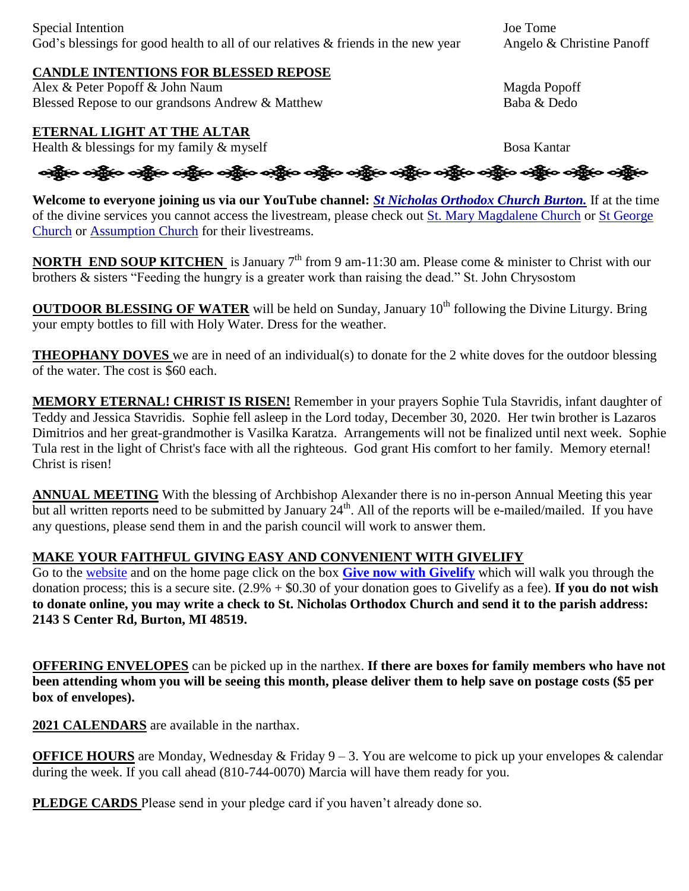Special Intention — Joe Tome
God's blessings for good health to all of our relatives & friends in the new year — Angelo & Christine Panoff

**CANDLE INTENTIONS FOR BLESSED REPOSE**

Alex & Peter Popoff & John Naum — Magda Popoff
Blessed Repose to our grandsons Andrew & Matthew — Baba & Dedo

**ETERNAL LIGHT AT THE ALTAR**

Health & blessings for my family & myself — Bosa Kantar

**Welcome to everyone joining us via our YouTube channel:** ***St Nicholas Orthodox Church Burton.*** If at the time of the divine services you cannot access the livestream, please check out St. Mary Magdalene Church or St George Church or Assumption Church for their livestreams.

**NORTH END SOUP KITCHEN** is January 7th from 9 am-11:30 am. Please come & minister to Christ with our brothers & sisters "Feeding the hungry is a greater work than raising the dead." St. John Chrysostom

**OUTDOOR BLESSING OF WATER** will be held on Sunday, January 10th following the Divine Liturgy. Bring your empty bottles to fill with Holy Water. Dress for the weather.

**THEOPHANY DOVES** we are in need of an individual(s) to donate for the 2 white doves for the outdoor blessing of the water. The cost is $60 each.

**MEMORY ETERNAL! CHRIST IS RISEN!** Remember in your prayers Sophie Tula Stavridis, infant daughter of Teddy and Jessica Stavridis. Sophie fell asleep in the Lord today, December 30, 2020. Her twin brother is Lazaros Dimitrios and her great-grandmother is Vasilka Karatza. Arrangements will not be finalized until next week. Sophie Tula rest in the light of Christ's face with all the righteous. God grant His comfort to her family. Memory eternal! Christ is risen!

**ANNUAL MEETING** With the blessing of Archbishop Alexander there is no in-person Annual Meeting this year but all written reports need to be submitted by January 24th. All of the reports will be e-mailed/mailed. If you have any questions, please send them in and the parish council will work to answer them.

**MAKE YOUR FAITHFUL GIVING EASY AND CONVENIENT WITH GIVELIFY**

Go to the website and on the home page click on the box **Give now with Givelify** which will walk you through the donation process; this is a secure site. (2.9% + $0.30 of your donation goes to Givelify as a fee). **If you do not wish to donate online, you may write a check to St. Nicholas Orthodox Church and send it to the parish address: 2143 S Center Rd, Burton, MI 48519.**

**OFFERING ENVELOPES** can be picked up in the narthex. **If there are boxes for family members who have not been attending whom you will be seeing this month, please deliver them to help save on postage costs ($5 per box of envelopes).**

**2021 CALENDARS** are available in the narthax.

**OFFICE HOURS** are Monday, Wednesday & Friday 9 – 3. You are welcome to pick up your envelopes & calendar during the week. If you call ahead (810-744-0070) Marcia will have them ready for you.

**PLEDGE CARDS** Please send in your pledge card if you haven't already done so.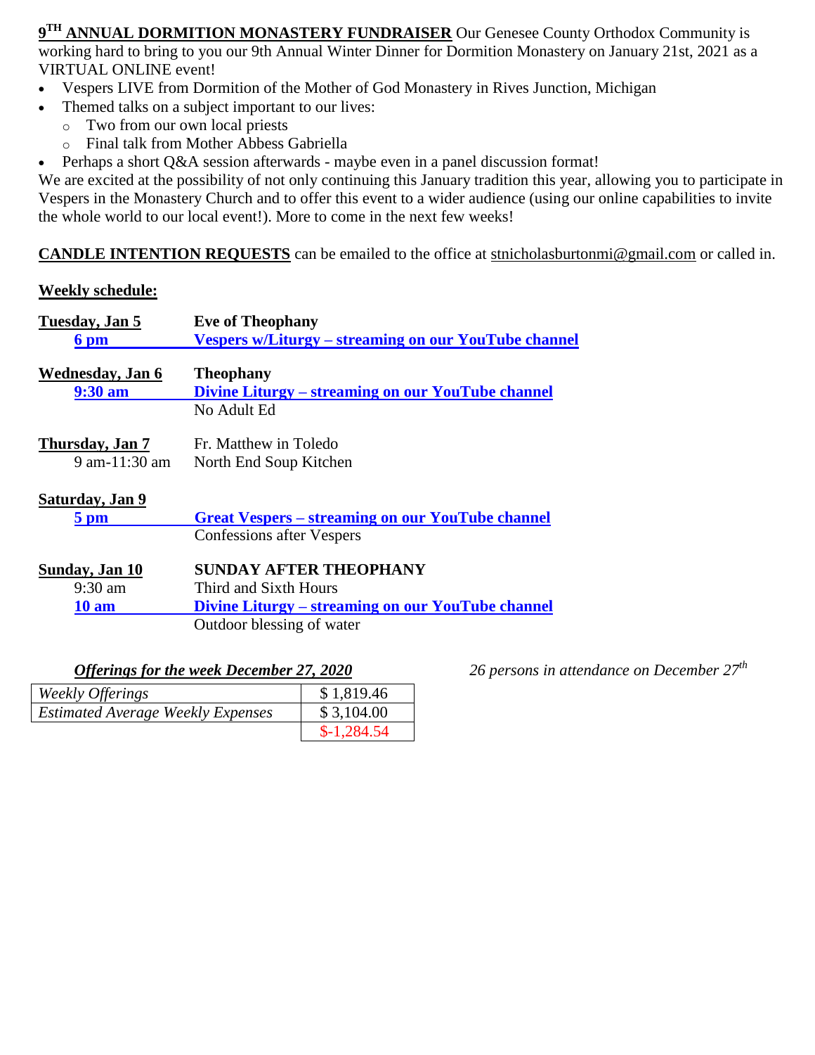**9TH ANNUAL DORMITION MONASTERY FUNDRAISER** Our Genesee County Orthodox Community is working hard to bring to you our 9th Annual Winter Dinner for Dormition Monastery on January 21st, 2021 as a VIRTUAL ONLINE event!

- Vespers LIVE from Dormition of the Mother of God Monastery in Rives Junction, Michigan
- Themed talks on a subject important to our lives:
  - Two from our own local priests
  - Final talk from Mother Abbess Gabriella
- Perhaps a short Q&A session afterwards - maybe even in a panel discussion format!

We are excited at the possibility of not only continuing this January tradition this year, allowing you to participate in Vespers in the Monastery Church and to offer this event to a wider audience (using our online capabilities to invite the whole world to our local event!). More to come in the next few weeks!

**CANDLE INTENTION REQUESTS** can be emailed to the office at stnicholasburtonmi@gmail.com or called in.

**Weekly schedule:**

**Tuesday, Jan 5** — **Eve of Theophany**
**6 pm** — **Vespers w/Liturgy – streaming on our YouTube channel**

**Wednesday, Jan 6** — **Theophany**
**9:30 am** — **Divine Liturgy – streaming on our YouTube channel**
No Adult Ed

**Thursday, Jan 7** — Fr. Matthew in Toledo
9 am-11:30 am — North End Soup Kitchen

**Saturday, Jan 9**
**5 pm** — **Great Vespers – streaming on our YouTube channel**
Confessions after Vespers

**Sunday, Jan 10** — **SUNDAY AFTER THEOPHANY**
9:30 am — Third and Sixth Hours
**10 am** — **Divine Liturgy – streaming on our YouTube channel**
Outdoor blessing of water

***Offerings for the week December 27, 2020***

| | |
|---|---|
| *Weekly Offerings* | $ 1,819.46 |
| *Estimated Average Weekly Expenses* | $ 3,104.00 |
| | $-1,284.54 |

*26 persons in attendance on December 27th*